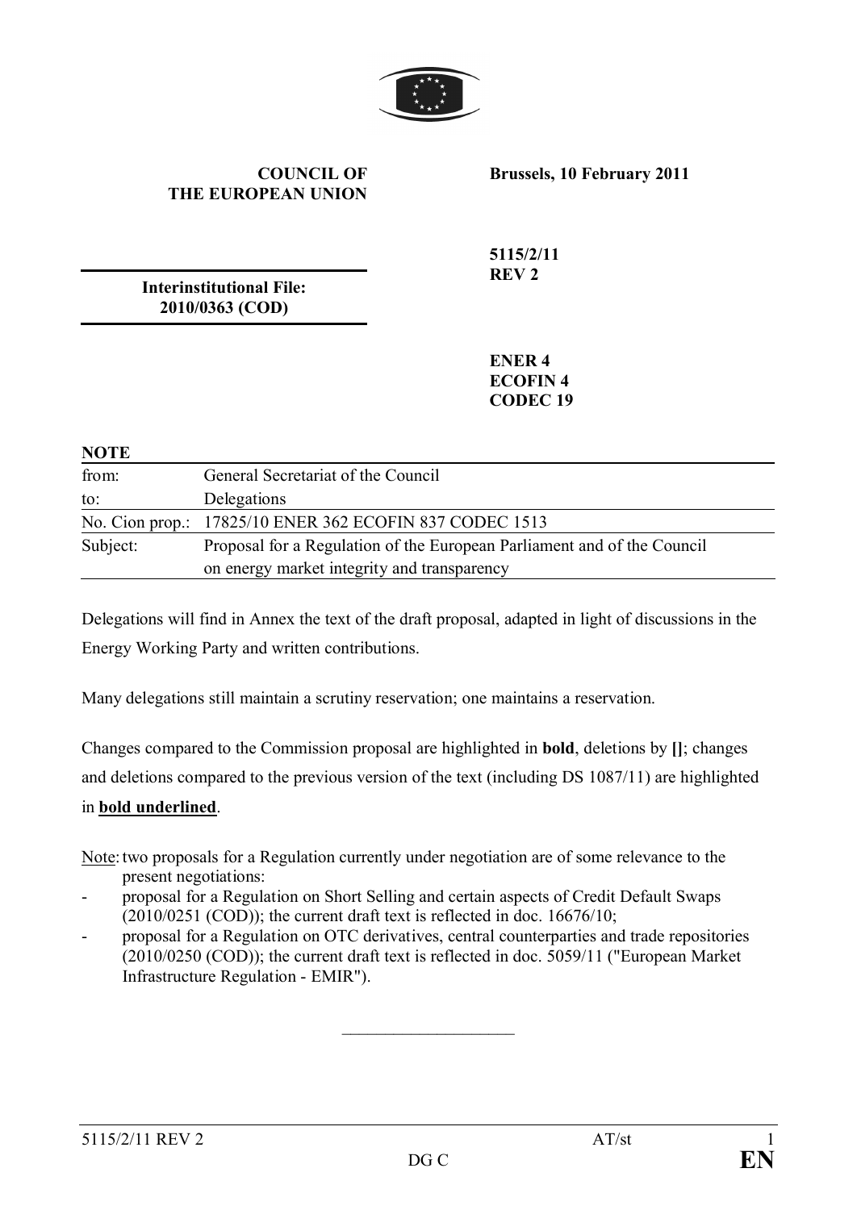**COUNCIL OF THE EUROPEAN UNION**

**Brussels, 10 February 2011**

**Interinstitutional File: 2010/0363 (COD)**

**5115/2/11 REV 2**

**ENER 4**
**ECOFIN 4**
**CODEC 19**

**NOTE**

| | |
|---|---|
| from: | General Secretariat of the Council |
| to: | Delegations |
| No. Cion prop.: | 17825/10 ENER 362 ECOFIN 837 CODEC 1513 |
| Subject: | Proposal for a Regulation of the European Parliament and of the Council on energy market integrity and transparency |

Delegations will find in Annex the text of the draft proposal, adapted in light of discussions in the Energy Working Party and written contributions.

Many delegations still maintain a scrutiny reservation; one maintains a reservation.

Changes compared to the Commission proposal are highlighted in **bold**, deletions by **[]**; changes and deletions compared to the previous version of the text (including DS 1087/11) are highlighted in **<u>bold underlined</u>**.

<u>Note:</u> two proposals for a Regulation currently under negotiation are of some relevance to the present negotiations:

- proposal for a Regulation on Short Selling and certain aspects of Credit Default Swaps (2010/0251 (COD)); the current draft text is reflected in doc. 16676/10;
- proposal for a Regulation on OTC derivatives, central counterparties and trade repositories (2010/0250 (COD)); the current draft text is reflected in doc. 5059/11 ("European Market Infrastructure Regulation - EMIR").

---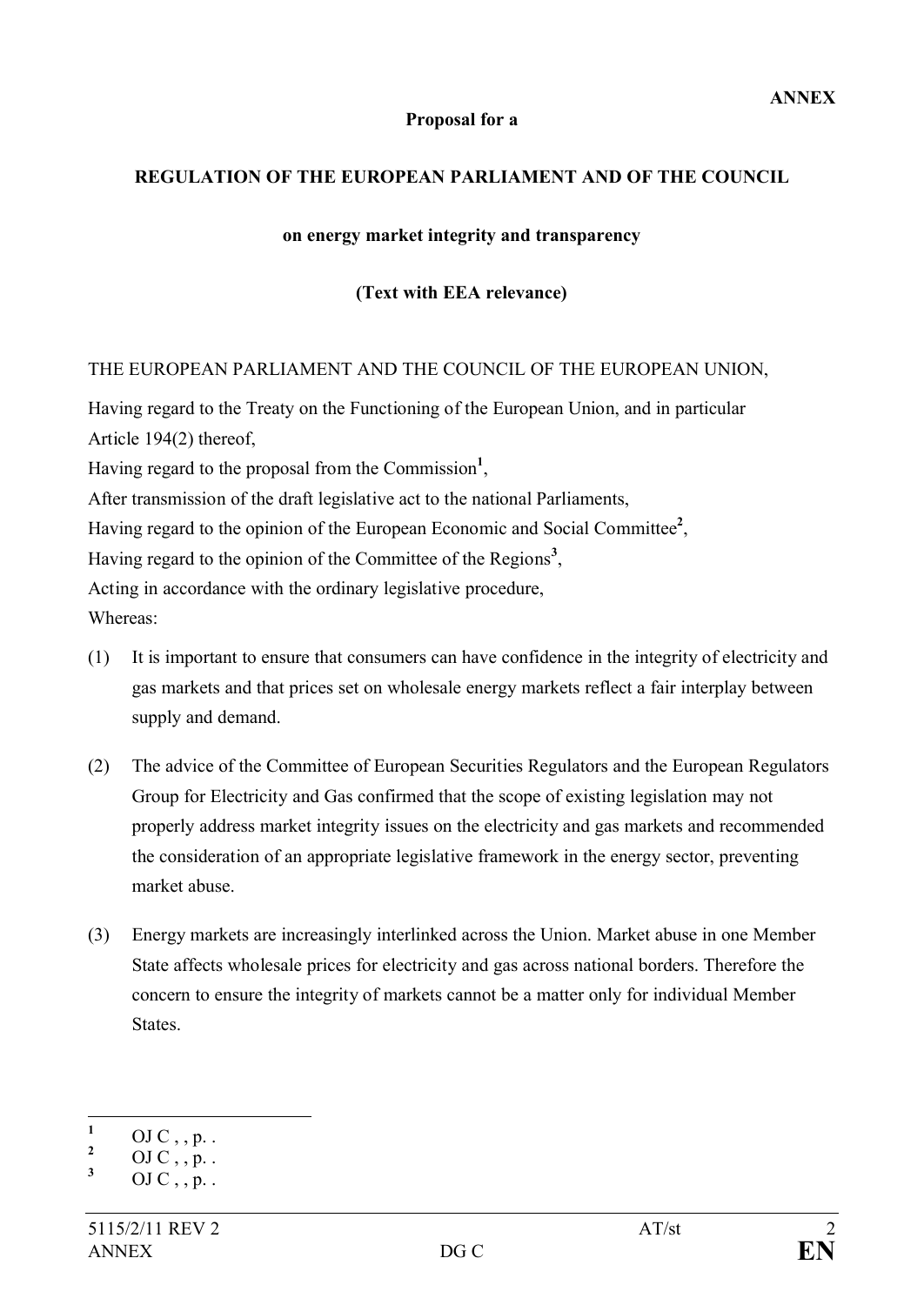**ANNEX**

**Proposal for a**

**REGULATION OF THE EUROPEAN PARLIAMENT AND OF THE COUNCIL**

**on energy market integrity and transparency**

**(Text with EEA relevance)**

THE EUROPEAN PARLIAMENT AND THE COUNCIL OF THE EUROPEAN UNION,

Having regard to the Treaty on the Functioning of the European Union, and in particular Article 194(2) thereof,

Having regard to the proposal from the Commission[1],

After transmission of the draft legislative act to the national Parliaments,

Having regard to the opinion of the European Economic and Social Committee[2],

Having regard to the opinion of the Committee of the Regions[3],

Acting in accordance with the ordinary legislative procedure,

Whereas:

(1) It is important to ensure that consumers can have confidence in the integrity of electricity and gas markets and that prices set on wholesale energy markets reflect a fair interplay between supply and demand.

(2) The advice of the Committee of European Securities Regulators and the European Regulators Group for Electricity and Gas confirmed that the scope of existing legislation may not properly address market integrity issues on the electricity and gas markets and recommended the consideration of an appropriate legislative framework in the energy sector, preventing market abuse.

(3) Energy markets are increasingly interlinked across the Union. Market abuse in one Member State affects wholesale prices for electricity and gas across national borders. Therefore the concern to ensure the integrity of markets cannot be a matter only for individual Member States.

---

[1] OJ C , , p. .

[2] OJ C , , p. .

[3] OJ C , , p. .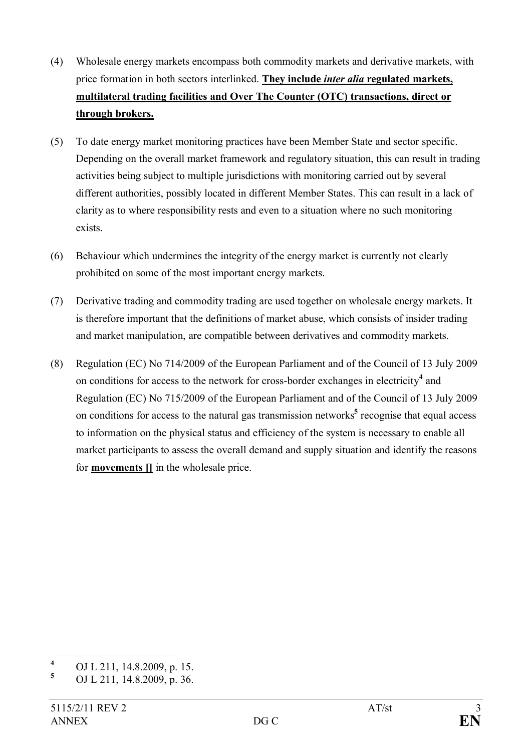(4) Wholesale energy markets encompass both commodity markets and derivative markets, with price formation in both sectors interlinked. **<u>They include *inter alia* regulated markets, multilateral trading facilities and Over The Counter (OTC) transactions, direct or through brokers.</u>**

(5) To date energy market monitoring practices have been Member State and sector specific. Depending on the overall market framework and regulatory situation, this can result in trading activities being subject to multiple jurisdictions with monitoring carried out by several different authorities, possibly located in different Member States. This can result in a lack of clarity as to where responsibility rests and even to a situation where no such monitoring exists.

(6) Behaviour which undermines the integrity of the energy market is currently not clearly prohibited on some of the most important energy markets.

(7) Derivative trading and commodity trading are used together on wholesale energy markets. It is therefore important that the definitions of market abuse, which consists of insider trading and market manipulation, are compatible between derivatives and commodity markets.

(8) Regulation (EC) No 714/2009 of the European Parliament and of the Council of 13 July 2009 on conditions for access to the network for cross-border exchanges in electricity[4] and Regulation (EC) No 715/2009 of the European Parliament and of the Council of 13 July 2009 on conditions for access to the natural gas transmission networks[5] recognise that equal access to information on the physical status and efficiency of the system is necessary to enable all market participants to assess the overall demand and supply situation and identify the reasons for **<u>movements []</u>** in the wholesale price.

---

[4] OJ L 211, 14.8.2009, p. 15.

[5] OJ L 211, 14.8.2009, p. 36.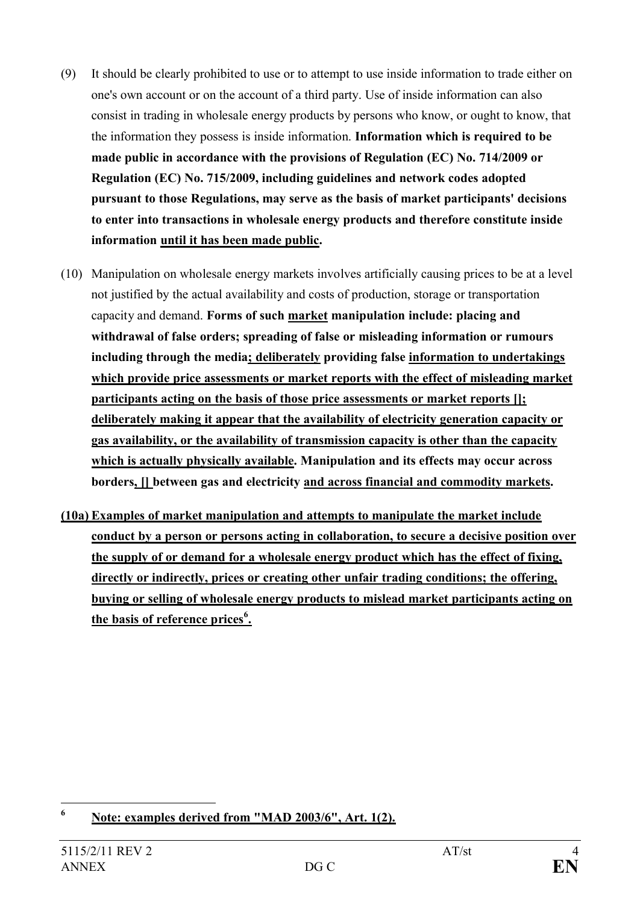(9) It should be clearly prohibited to use or to attempt to use inside information to trade either on one's own account or on the account of a third party. Use of inside information can also consist in trading in wholesale energy products by persons who know, or ought to know, that the information they possess is inside information. **Information which is required to be made public in accordance with the provisions of Regulation (EC) No. 714/2009 or Regulation (EC) No. 715/2009, including guidelines and network codes adopted pursuant to those Regulations, may serve as the basis of market participants' decisions to enter into transactions in wholesale energy products and therefore constitute inside information <u>until it has been made public</u>.**

(10) Manipulation on wholesale energy markets involves artificially causing prices to be at a level not justified by the actual availability and costs of production, storage or transportation capacity and demand. **Forms of such <u>market</u> manipulation include: placing and withdrawal of false orders; spreading of false or misleading information or rumours including through the media<u>; deliberately</u> providing false <u>information to undertakings which provide price assessments or market reports with the effect of misleading market participants acting on the basis of those price assessments or market reports []; deliberately making it appear that the availability of electricity generation capacity or gas availability, or the availability of transmission capacity is other than the capacity which is actually physically available</u>. Manipulation and its effects may occur across borders<u>, []</u> between gas and electricity <u>and across financial and commodity markets</u>.**

**<u>(10a) Examples of market manipulation and attempts to manipulate the market include conduct by a person or persons acting in collaboration, to secure a decisive position over the supply of or demand for a wholesale energy product which has the effect of fixing, directly or indirectly, prices or creating other unfair trading conditions; the offering, buying or selling of wholesale energy products to mislead market participants acting on the basis of reference prices[6].</u>**

---

[6] **<u>Note: examples derived from "MAD 2003/6", Art. 1(2).</u>**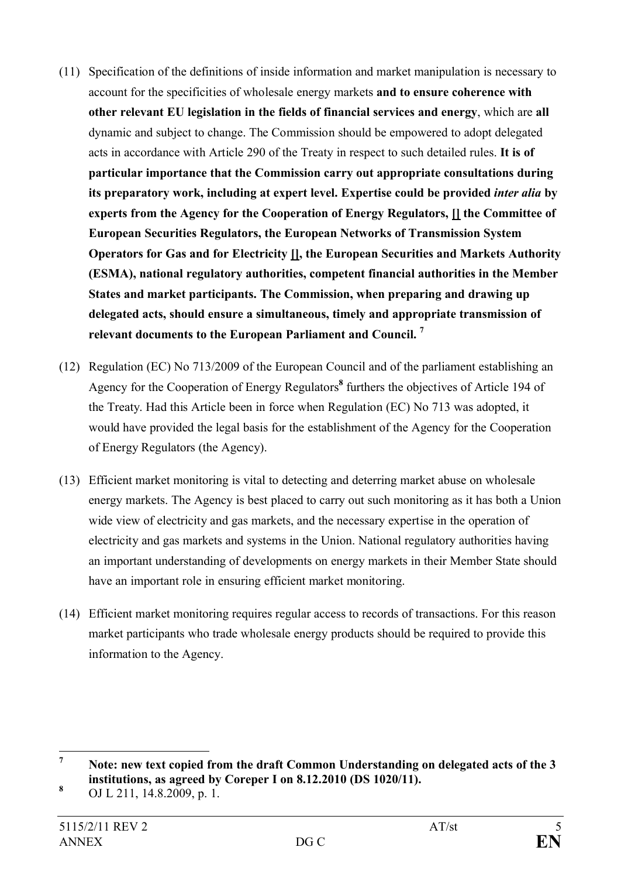(11) Specification of the definitions of inside information and market manipulation is necessary to account for the specificities of wholesale energy markets **and to ensure coherence with other relevant EU legislation in the fields of financial services and energy**, which are **all** dynamic and subject to change. The Commission should be empowered to adopt delegated acts in accordance with Article 290 of the Treaty in respect to such detailed rules. **It is of particular importance that the Commission carry out appropriate consultations during its preparatory work, including at expert level. Expertise could be provided *inter alia* by experts from the Agency for the Cooperation of Energy Regulators, [] the Committee of European Securities Regulators, the European Networks of Transmission System Operators for Gas and for Electricity [], the European Securities and Markets Authority (ESMA), national regulatory authorities, competent financial authorities in the Member States and market participants. The Commission, when preparing and drawing up delegated acts, should ensure a simultaneous, timely and appropriate transmission of relevant documents to the European Parliament and Council.** [7]

(12) Regulation (EC) No 713/2009 of the European Council and of the parliament establishing an Agency for the Cooperation of Energy Regulators[8] furthers the objectives of Article 194 of the Treaty. Had this Article been in force when Regulation (EC) No 713 was adopted, it would have provided the legal basis for the establishment of the Agency for the Cooperation of Energy Regulators (the Agency).

(13) Efficient market monitoring is vital to detecting and deterring market abuse on wholesale energy markets. The Agency is best placed to carry out such monitoring as it has both a Union wide view of electricity and gas markets, and the necessary expertise in the operation of electricity and gas markets and systems in the Union. National regulatory authorities having an important understanding of developments on energy markets in their Member State should have an important role in ensuring efficient market monitoring.

(14) Efficient market monitoring requires regular access to records of transactions. For this reason market participants who trade wholesale energy products should be required to provide this information to the Agency.

---

[7] **Note: new text copied from the draft Common Understanding on delegated acts of the 3 institutions, as agreed by Coreper I on 8.12.2010 (DS 1020/11).**

[8] OJ L 211, 14.8.2009, p. 1.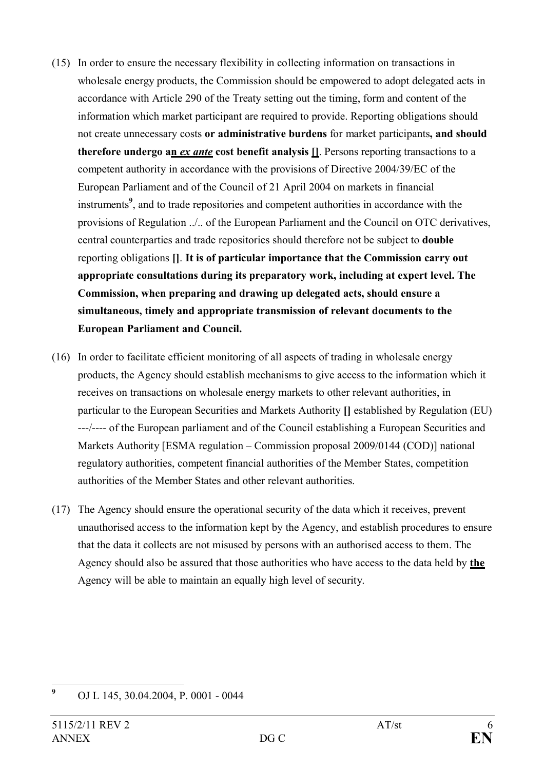(15) In order to ensure the necessary flexibility in collecting information on transactions in wholesale energy products, the Commission should be empowered to adopt delegated acts in accordance with Article 290 of the Treaty setting out the timing, form and content of the information which market participant are required to provide. Reporting obligations should not create unnecessary costs **or administrative burdens** for market participants**, and should therefore undergo a<u>n</u> *<u>ex ante</u>* cost benefit analysis <u>[]</u>**. Persons reporting transactions to a competent authority in accordance with the provisions of Directive 2004/39/EC of the European Parliament and of the Council of 21 April 2004 on markets in financial instruments[9], and to trade repositories and competent authorities in accordance with the provisions of Regulation ../.. of the European Parliament and the Council on OTC derivatives, central counterparties and trade repositories should therefore not be subject to **double** reporting obligations **[]**. **It is of particular importance that the Commission carry out appropriate consultations during its preparatory work, including at expert level. The Commission, when preparing and drawing up delegated acts, should ensure a simultaneous, timely and appropriate transmission of relevant documents to the European Parliament and Council.**

(16) In order to facilitate efficient monitoring of all aspects of trading in wholesale energy products, the Agency should establish mechanisms to give access to the information which it receives on transactions on wholesale energy markets to other relevant authorities, in particular to the European Securities and Markets Authority **[]** established by Regulation (EU) ---/---- of the European parliament and of the Council establishing a European Securities and Markets Authority [ESMA regulation – Commission proposal 2009/0144 (COD)] national regulatory authorities, competent financial authorities of the Member States, competition authorities of the Member States and other relevant authorities.

(17) The Agency should ensure the operational security of the data which it receives, prevent unauthorised access to the information kept by the Agency, and establish procedures to ensure that the data it collects are not misused by persons with an authorised access to them. The Agency should also be assured that those authorities who have access to the data held by **<u>the</u>** Agency will be able to maintain an equally high level of security.

---

[9] OJ L 145, 30.04.2004, P. 0001 - 0044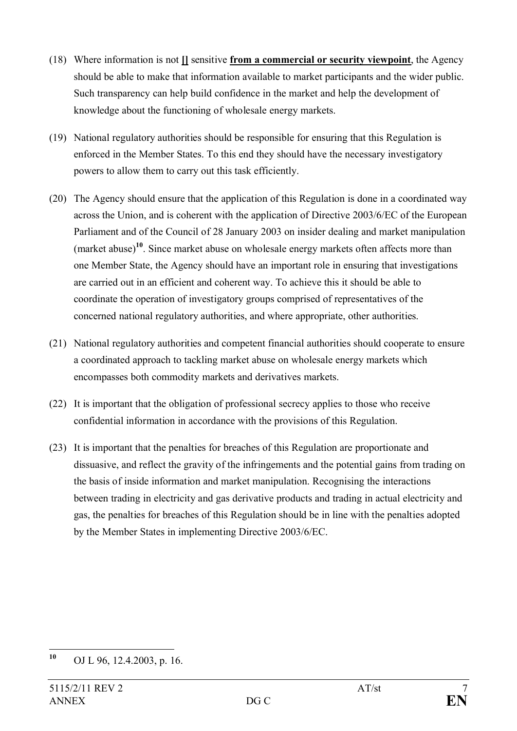(18) Where information is not **[]** sensitive **from a commercial or security viewpoint**, the Agency should be able to make that information available to market participants and the wider public. Such transparency can help build confidence in the market and help the development of knowledge about the functioning of wholesale energy markets.

(19) National regulatory authorities should be responsible for ensuring that this Regulation is enforced in the Member States. To this end they should have the necessary investigatory powers to allow them to carry out this task efficiently.

(20) The Agency should ensure that the application of this Regulation is done in a coordinated way across the Union, and is coherent with the application of Directive 2003/6/EC of the European Parliament and of the Council of 28 January 2003 on insider dealing and market manipulation (market abuse)[10]. Since market abuse on wholesale energy markets often affects more than one Member State, the Agency should have an important role in ensuring that investigations are carried out in an efficient and coherent way. To achieve this it should be able to coordinate the operation of investigatory groups comprised of representatives of the concerned national regulatory authorities, and where appropriate, other authorities.

(21) National regulatory authorities and competent financial authorities should cooperate to ensure a coordinated approach to tackling market abuse on wholesale energy markets which encompasses both commodity markets and derivatives markets.

(22) It is important that the obligation of professional secrecy applies to those who receive confidential information in accordance with the provisions of this Regulation.

(23) It is important that the penalties for breaches of this Regulation are proportionate and dissuasive, and reflect the gravity of the infringements and the potential gains from trading on the basis of inside information and market manipulation. Recognising the interactions between trading in electricity and gas derivative products and trading in actual electricity and gas, the penalties for breaches of this Regulation should be in line with the penalties adopted by the Member States in implementing Directive 2003/6/EC.

---

[10] OJ L 96, 12.4.2003, p. 16.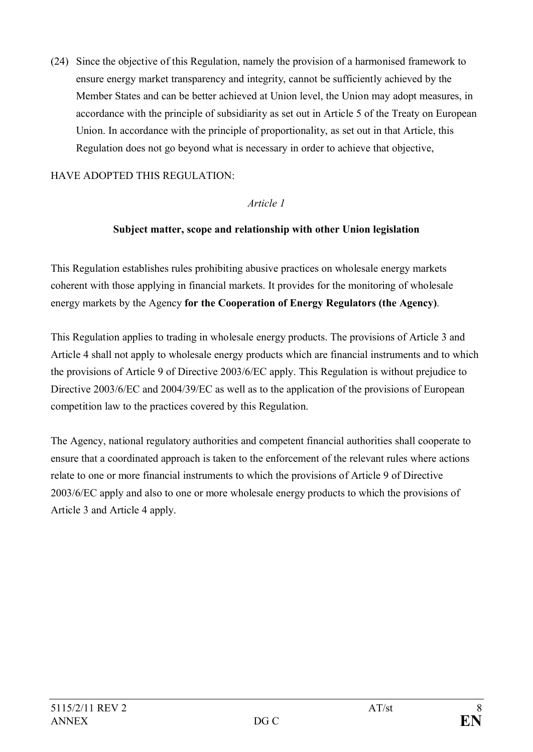(24) Since the objective of this Regulation, namely the provision of a harmonised framework to ensure energy market transparency and integrity, cannot be sufficiently achieved by the Member States and can be better achieved at Union level, the Union may adopt measures, in accordance with the principle of subsidiarity as set out in Article 5 of the Treaty on European Union. In accordance with the principle of proportionality, as set out in that Article, this Regulation does not go beyond what is necessary in order to achieve that objective,

HAVE ADOPTED THIS REGULATION:

*Article 1*

**Subject matter, scope and relationship with other Union legislation**

This Regulation establishes rules prohibiting abusive practices on wholesale energy markets coherent with those applying in financial markets. It provides for the monitoring of wholesale energy markets by the Agency **for the Cooperation of Energy Regulators (the Agency)**.

This Regulation applies to trading in wholesale energy products. The provisions of Article 3 and Article 4 shall not apply to wholesale energy products which are financial instruments and to which the provisions of Article 9 of Directive 2003/6/EC apply. This Regulation is without prejudice to Directive 2003/6/EC and 2004/39/EC as well as to the application of the provisions of European competition law to the practices covered by this Regulation.

The Agency, national regulatory authorities and competent financial authorities shall cooperate to ensure that a coordinated approach is taken to the enforcement of the relevant rules where actions relate to one or more financial instruments to which the provisions of Article 9 of Directive 2003/6/EC apply and also to one or more wholesale energy products to which the provisions of Article 3 and Article 4 apply.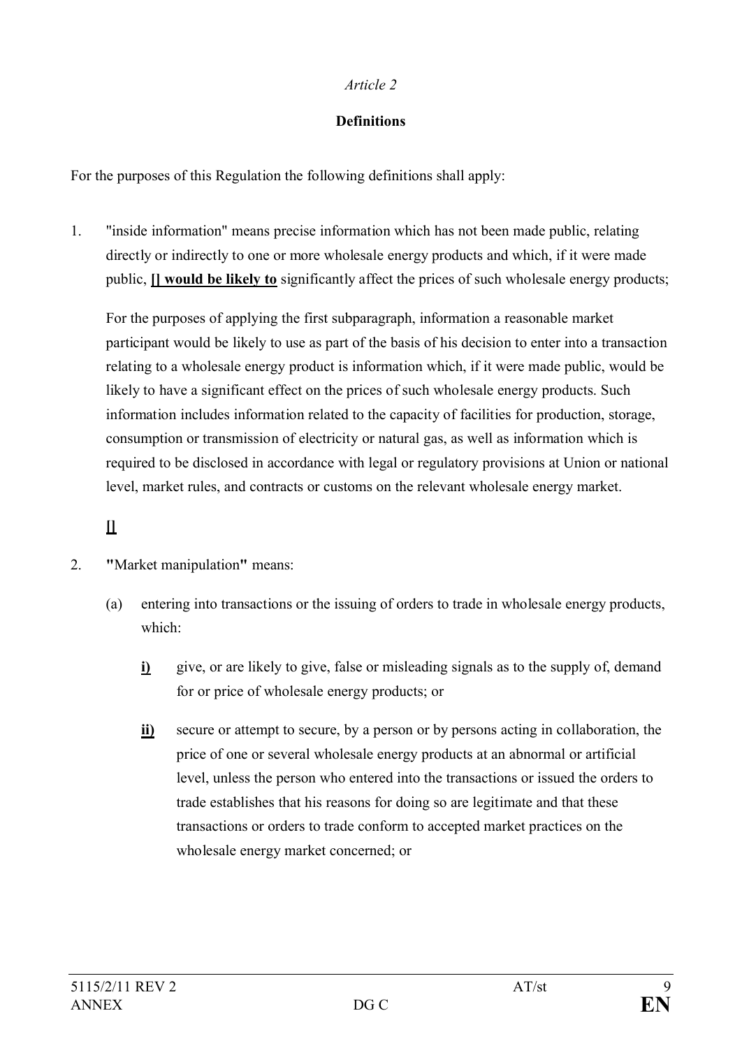*Article 2*

**Definitions**

For the purposes of this Regulation the following definitions shall apply:

1. "inside information" means precise information which has not been made public, relating directly or indirectly to one or more wholesale energy products and which, if it were made public, **[] would be likely to** significantly affect the prices of such wholesale energy products;

   For the purposes of applying the first subparagraph, information a reasonable market participant would be likely to use as part of the basis of his decision to enter into a transaction relating to a wholesale energy product is information which, if it were made public, would be likely to have a significant effect on the prices of such wholesale energy products. Such information includes information related to the capacity of facilities for production, storage, consumption or transmission of electricity or natural gas, as well as information which is required to be disclosed in accordance with legal or regulatory provisions at Union or national level, market rules, and contracts or customs on the relevant wholesale energy market.

   **[]**

2. **"**Market manipulation**"** means:

   (a) entering into transactions or the issuing of orders to trade in wholesale energy products, which:

      **i)** give, or are likely to give, false or misleading signals as to the supply of, demand for or price of wholesale energy products; or

      **ii)** secure or attempt to secure, by a person or by persons acting in collaboration, the price of one or several wholesale energy products at an abnormal or artificial level, unless the person who entered into the transactions or issued the orders to trade establishes that his reasons for doing so are legitimate and that these transactions or orders to trade conform to accepted market practices on the wholesale energy market concerned; or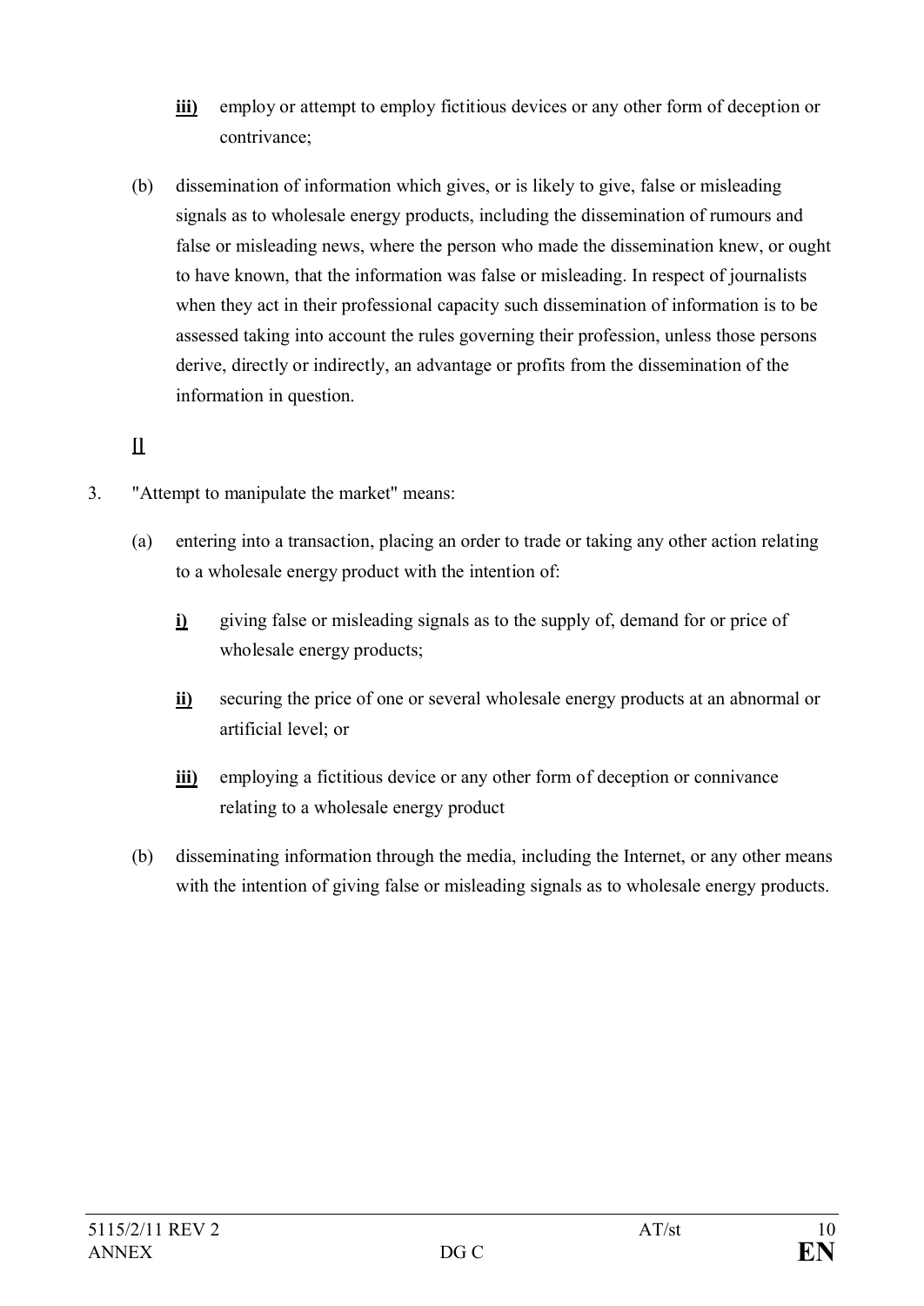**iii)** employ or attempt to employ fictitious devices or any other form of deception or contrivance;

(b) dissemination of information which gives, or is likely to give, false or misleading signals as to wholesale energy products, including the dissemination of rumours and false or misleading news, where the person who made the dissemination knew, or ought to have known, that the information was false or misleading. In respect of journalists when they act in their professional capacity such dissemination of information is to be assessed taking into account the rules governing their profession, unless those persons derive, directly or indirectly, an advantage or profits from the dissemination of the information in question.

**[]**

3. "Attempt to manipulate the market" means:

   (a) entering into a transaction, placing an order to trade or taking any other action relating to a wholesale energy product with the intention of:

      **i)** giving false or misleading signals as to the supply of, demand for or price of wholesale energy products;

      **ii)** securing the price of one or several wholesale energy products at an abnormal or artificial level; or

      **iii)** employing a fictitious device or any other form of deception or connivance relating to a wholesale energy product

   (b) disseminating information through the media, including the Internet, or any other means with the intention of giving false or misleading signals as to wholesale energy products.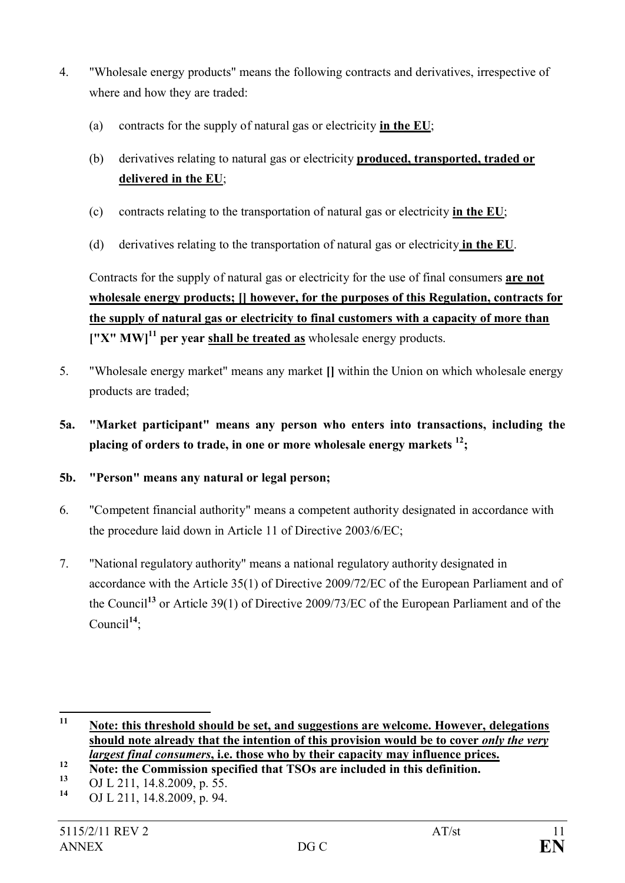4. "Wholesale energy products" means the following contracts and derivatives, irrespective of where and how they are traded:

   (a) contracts for the supply of natural gas or electricity **in the EU**;

   (b) derivatives relating to natural gas or electricity **produced, transported, traded or delivered in the EU**;

   (c) contracts relating to the transportation of natural gas or electricity **in the EU**;

   (d) derivatives relating to the transportation of natural gas or electricity **in the EU**.

   Contracts for the supply of natural gas or electricity for the use of final consumers **are not wholesale energy products; [] however, for the purposes of this Regulation, contracts for the supply of natural gas or electricity to final customers with a capacity of more than ["X" MW][11] per year shall be treated as** wholesale energy products.

5. "Wholesale energy market" means any market **[]** within the Union on which wholesale energy products are traded;

**5a. "Market participant" means any person who enters into transactions, including the placing of orders to trade, in one or more wholesale energy markets [12];**

**5b. "Person" means any natural or legal person;**

6. "Competent financial authority" means a competent authority designated in accordance with the procedure laid down in Article 11 of Directive 2003/6/EC;

7. "National regulatory authority" means a national regulatory authority designated in accordance with the Article 35(1) of Directive 2009/72/EC of the European Parliament and of the Council[13] or Article 39(1) of Directive 2009/73/EC of the European Parliament and of the Council[14];

---

[11] **Note: this threshold should be set, and suggestions are welcome. However, delegations should note already that the intention of this provision would be to cover *only the very largest final consumers*, i.e. those who by their capacity may influence prices.**

[12] **Note: the Commission specified that TSOs are included in this definition.**

[13] OJ L 211, 14.8.2009, p. 55.

[14] OJ L 211, 14.8.2009, p. 94.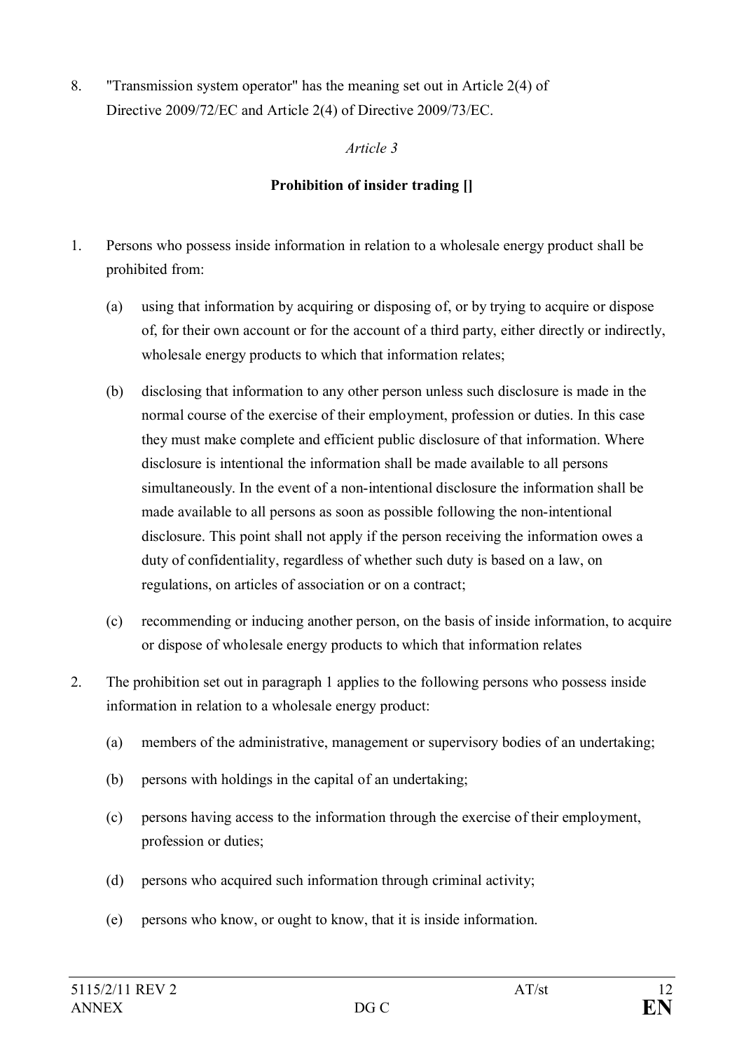8. "Transmission system operator" has the meaning set out in Article 2(4) of Directive 2009/72/EC and Article 2(4) of Directive 2009/73/EC.

*Article 3*

**Prohibition of insider trading []**

1. Persons who possess inside information in relation to a wholesale energy product shall be prohibited from:

   (a) using that information by acquiring or disposing of, or by trying to acquire or dispose of, for their own account or for the account of a third party, either directly or indirectly, wholesale energy products to which that information relates;

   (b) disclosing that information to any other person unless such disclosure is made in the normal course of the exercise of their employment, profession or duties. In this case they must make complete and efficient public disclosure of that information. Where disclosure is intentional the information shall be made available to all persons simultaneously. In the event of a non-intentional disclosure the information shall be made available to all persons as soon as possible following the non-intentional disclosure. This point shall not apply if the person receiving the information owes a duty of confidentiality, regardless of whether such duty is based on a law, on regulations, on articles of association or on a contract;

   (c) recommending or inducing another person, on the basis of inside information, to acquire or dispose of wholesale energy products to which that information relates

2. The prohibition set out in paragraph 1 applies to the following persons who possess inside information in relation to a wholesale energy product:

   (a) members of the administrative, management or supervisory bodies of an undertaking;

   (b) persons with holdings in the capital of an undertaking;

   (c) persons having access to the information through the exercise of their employment, profession or duties;

   (d) persons who acquired such information through criminal activity;

   (e) persons who know, or ought to know, that it is inside information.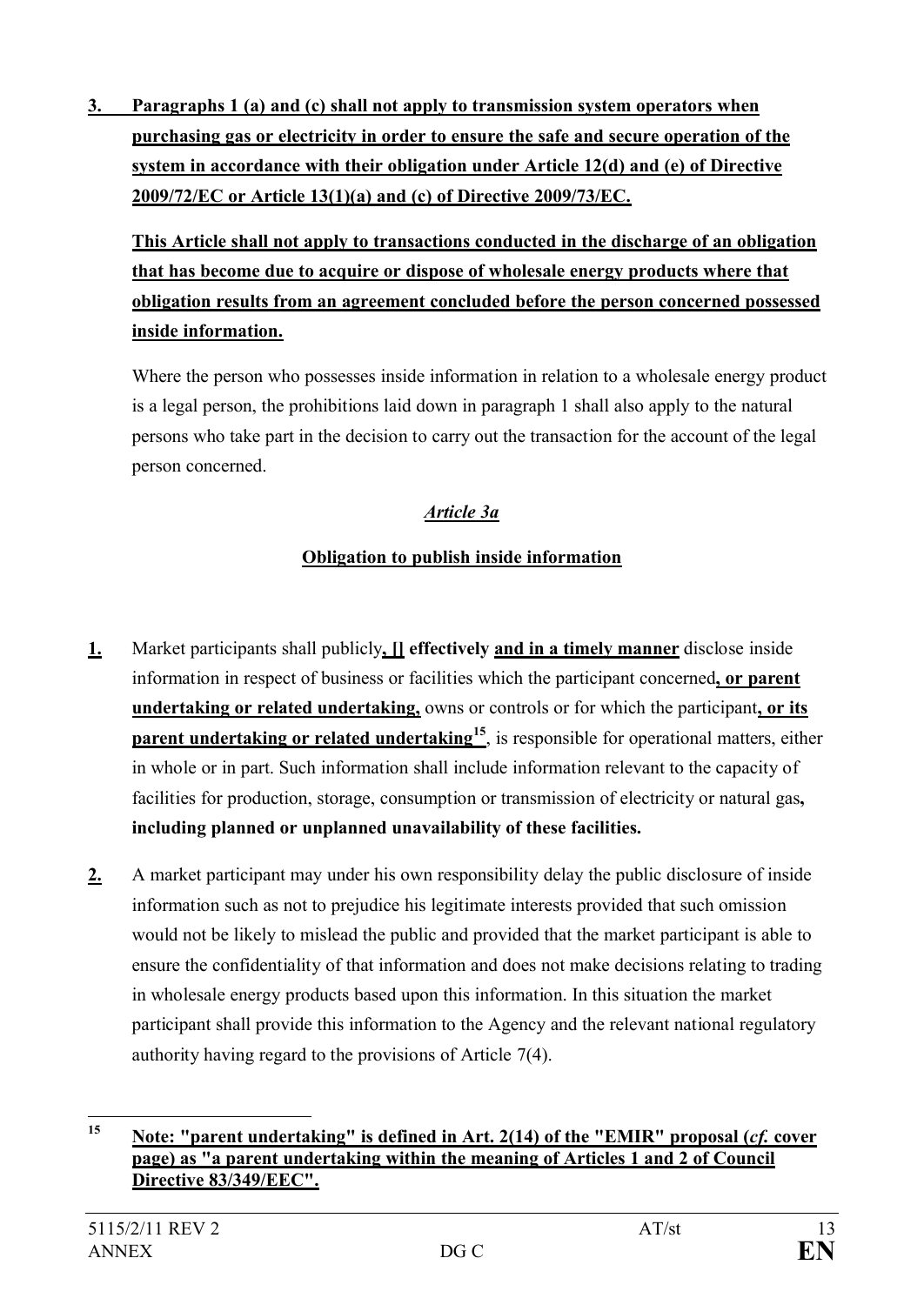**3. Paragraphs 1 (a) and (c) shall not apply to transmission system operators when purchasing gas or electricity in order to ensure the safe and secure operation of the system in accordance with their obligation under Article 12(d) and (e) of Directive 2009/72/EC or Article 13(1)(a) and (c) of Directive 2009/73/EC.**

**This Article shall not apply to transactions conducted in the discharge of an obligation that has become due to acquire or dispose of wholesale energy products where that obligation results from an agreement concluded before the person concerned possessed inside information.**

Where the person who possesses inside information in relation to a wholesale energy product is a legal person, the prohibitions laid down in paragraph 1 shall also apply to the natural persons who take part in the decision to carry out the transaction for the account of the legal person concerned.

### *Article 3a*

### **Obligation to publish inside information**

**1.** Market participants shall publicly**, [] effectively and in a timely manner** disclose inside information in respect of business or facilities which the participant concerned**, or parent undertaking or related undertaking,** owns or controls or for which the participant**, or its parent undertaking or related undertaking**[15], is responsible for operational matters, either in whole or in part. Such information shall include information relevant to the capacity of facilities for production, storage, consumption or transmission of electricity or natural gas**, including planned or unplanned unavailability of these facilities.**

**2.** A market participant may under his own responsibility delay the public disclosure of inside information such as not to prejudice his legitimate interests provided that such omission would not be likely to mislead the public and provided that the market participant is able to ensure the confidentiality of that information and does not make decisions relating to trading in wholesale energy products based upon this information. In this situation the market participant shall provide this information to the Agency and the relevant national regulatory authority having regard to the provisions of Article 7(4).

---

[15] **Note: "parent undertaking" is defined in Art. 2(14) of the "EMIR" proposal (*cf.* cover page) as "a parent undertaking within the meaning of Articles 1 and 2 of Council Directive 83/349/EEC".**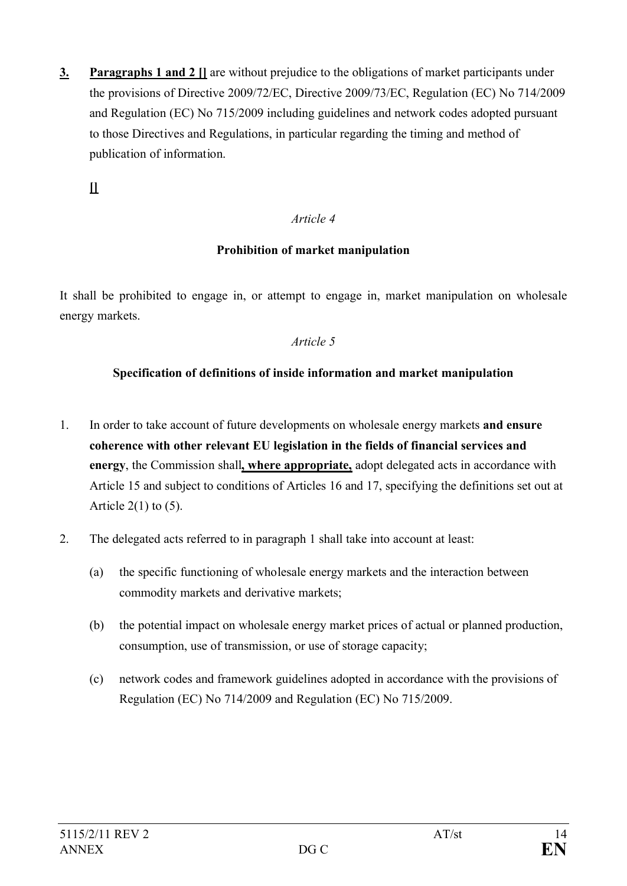**3.** **Paragraphs 1 and 2 []** are without prejudice to the obligations of market participants under the provisions of Directive 2009/72/EC, Directive 2009/73/EC, Regulation (EC) No 714/2009 and Regulation (EC) No 715/2009 including guidelines and network codes adopted pursuant to those Directives and Regulations, in particular regarding the timing and method of publication of information.

[]

*Article 4*

**Prohibition of market manipulation**

It shall be prohibited to engage in, or attempt to engage in, market manipulation on wholesale energy markets.

*Article 5*

**Specification of definitions of inside information and market manipulation**

1. In order to take account of future developments on wholesale energy markets **and ensure coherence with other relevant EU legislation in the fields of financial services and energy**, the Commission shall**, where appropriate,** adopt delegated acts in accordance with Article 15 and subject to conditions of Articles 16 and 17, specifying the definitions set out at Article 2(1) to (5).

2. The delegated acts referred to in paragraph 1 shall take into account at least:

   (a) the specific functioning of wholesale energy markets and the interaction between commodity markets and derivative markets;

   (b) the potential impact on wholesale energy market prices of actual or planned production, consumption, use of transmission, or use of storage capacity;

   (c) network codes and framework guidelines adopted in accordance with the provisions of Regulation (EC) No 714/2009 and Regulation (EC) No 715/2009.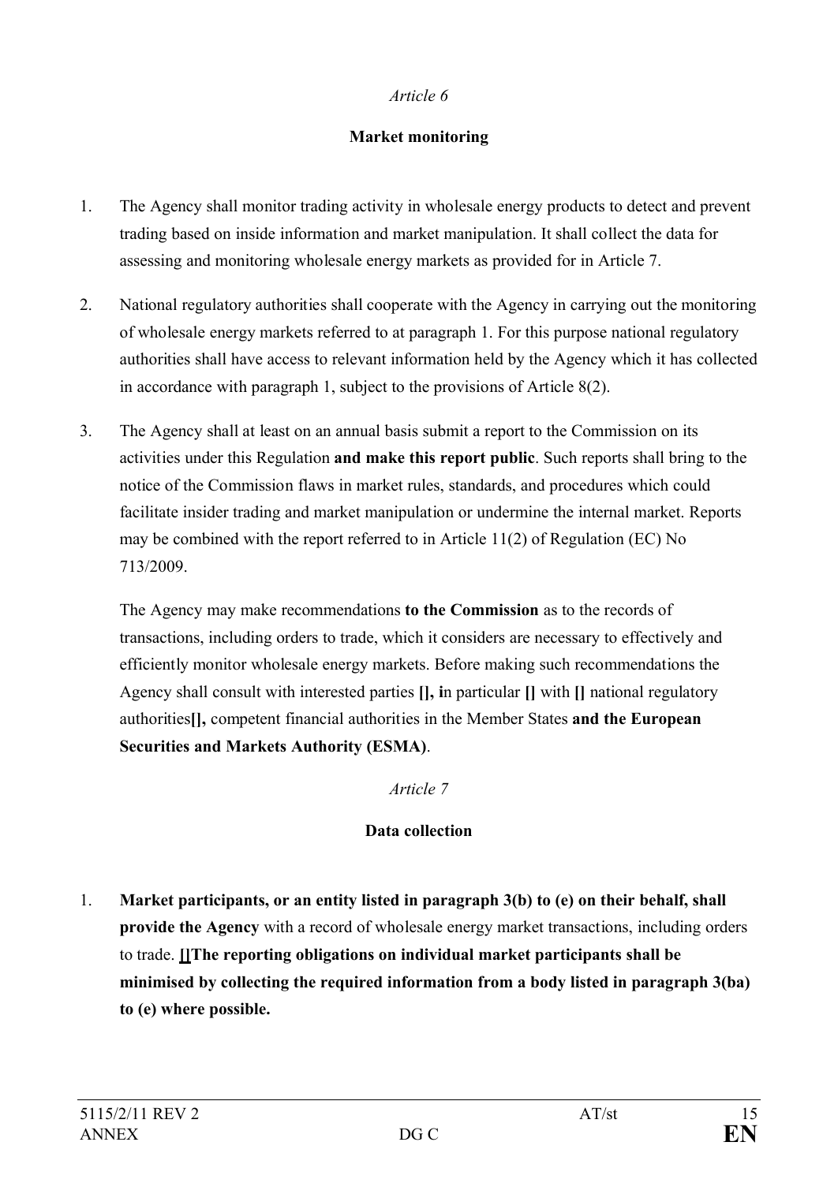*Article 6*

**Market monitoring**

1. The Agency shall monitor trading activity in wholesale energy products to detect and prevent trading based on inside information and market manipulation. It shall collect the data for assessing and monitoring wholesale energy markets as provided for in Article 7.

2. National regulatory authorities shall cooperate with the Agency in carrying out the monitoring of wholesale energy markets referred to at paragraph 1. For this purpose national regulatory authorities shall have access to relevant information held by the Agency which it has collected in accordance with paragraph 1, subject to the provisions of Article 8(2).

3. The Agency shall at least on an annual basis submit a report to the Commission on its activities under this Regulation **and make this report public**. Such reports shall bring to the notice of the Commission flaws in market rules, standards, and procedures which could facilitate insider trading and market manipulation or undermine the internal market. Reports may be combined with the report referred to in Article 11(2) of Regulation (EC) No 713/2009.

   The Agency may make recommendations **to the Commission** as to the records of transactions, including orders to trade, which it considers are necessary to effectively and efficiently monitor wholesale energy markets. Before making such recommendations the Agency shall consult with interested parties **[], i**n particular **[]** with **[]** national regulatory authorities**[],** competent financial authorities in the Member States **and the European Securities and Markets Authority (ESMA)**.

*Article 7*

**Data collection**

1. **Market participants, or an entity listed in paragraph 3(b) to (e) on their behalf, shall provide the Agency** with a record of wholesale energy market transactions, including orders to trade. **[]The reporting obligations on individual market participants shall be minimised by collecting the required information from a body listed in paragraph 3(ba) to (e) where possible.**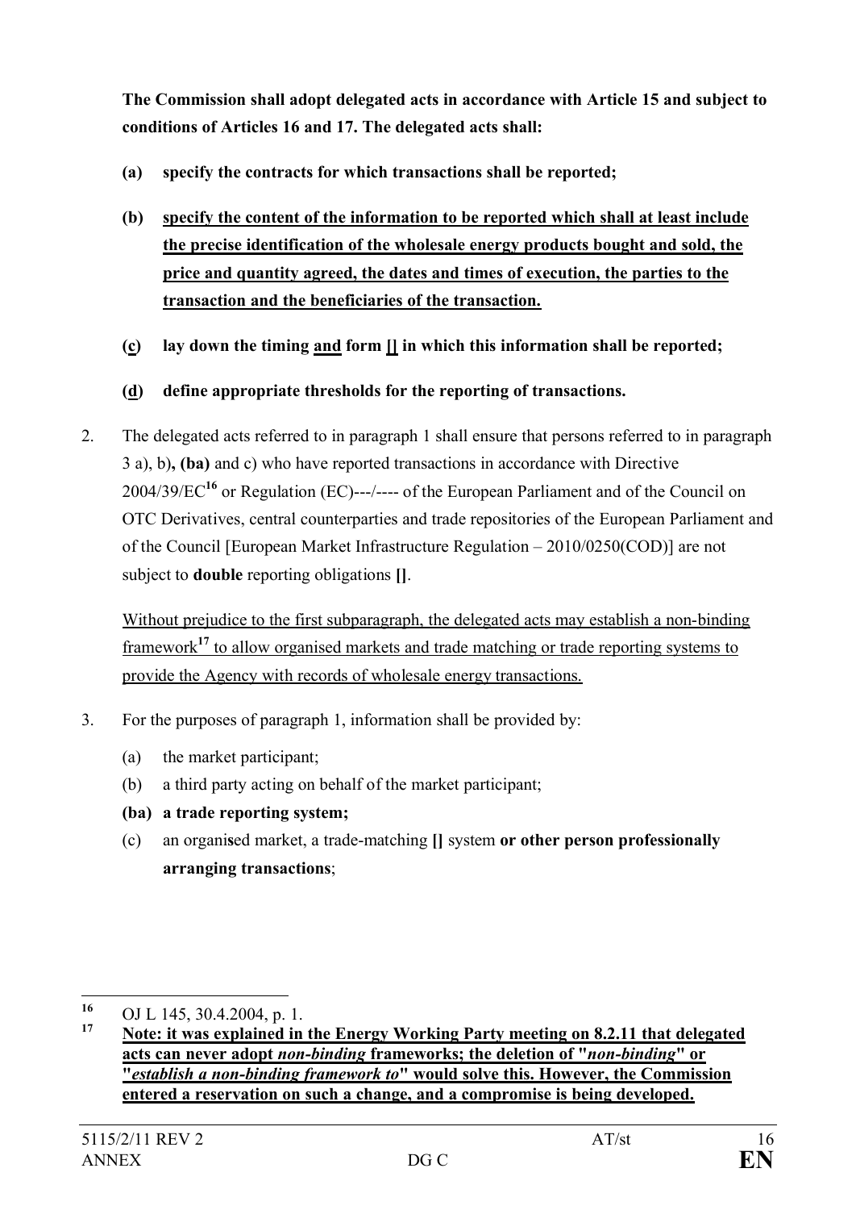**The Commission shall adopt delegated acts in accordance with Article 15 and subject to conditions of Articles 16 and 17. The delegated acts shall:**

**(a) specify the contracts for which transactions shall be reported;**

**(b) <u>specify the content of the information to be reported which shall at least include the precise identification of the wholesale energy products bought and sold, the price and quantity agreed, the dates and times of execution, the parties to the transaction and the beneficiaries of the transaction.</u>**

**(<u>c</u>) lay down the timing <u>and</u> form [] in which this information shall be reported;**

**(<u>d</u>) define appropriate thresholds for the reporting of transactions.**

2. The delegated acts referred to in paragraph 1 shall ensure that persons referred to in paragraph 3 a), b)**, (ba)** and c) who have reported transactions in accordance with Directive 2004/39/EC[16] or Regulation (EC)---/---- of the European Parliament and of the Council on OTC Derivatives, central counterparties and trade repositories of the European Parliament and of the Council [European Market Infrastructure Regulation – 2010/0250(COD)] are not subject to **double** reporting obligations **[]**.

   <u>Without prejudice to the first subparagraph, the delegated acts may establish a non-binding framework[17] to allow organised markets and trade matching or trade reporting systems to provide the Agency with records of wholesale energy transactions.</u>

3. For the purposes of paragraph 1, information shall be provided by:

   (a) the market participant;

   (b) a third party acting on behalf of the market participant;

   **(ba) a trade reporting system;**

   (c) an organi**s**ed market, a trade-matching **[]** system **or other person professionally arranging transactions**;

---

[16] OJ L 145, 30.4.2004, p. 1.

[17] **<u>Note: it was explained in the Energy Working Party meeting on 8.2.11 that delegated acts can never adopt *non-binding* frameworks; the deletion of "*non-binding*" or "*establish a non-binding framework to*" would solve this. However, the Commission entered a reservation on such a change, and a compromise is being developed.</u>**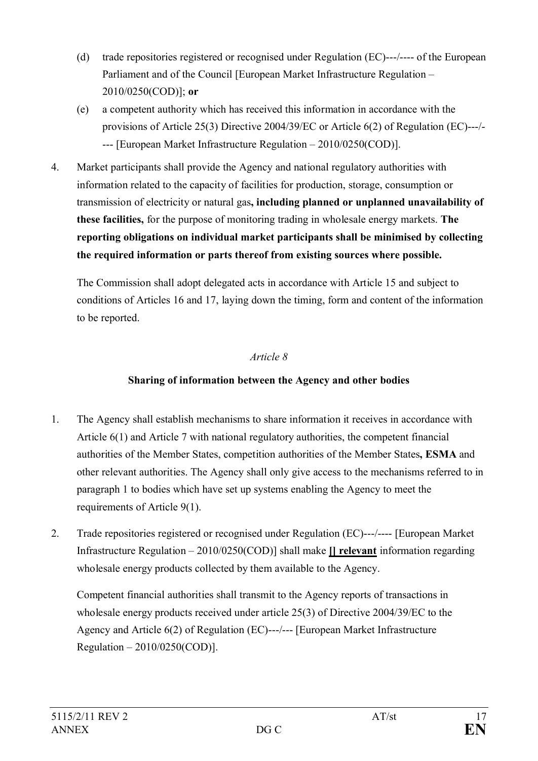(d) trade repositories registered or recognised under Regulation (EC)---/---- of the European Parliament and of the Council [European Market Infrastructure Regulation – 2010/0250(COD)]; **or**

(e) a competent authority which has received this information in accordance with the provisions of Article 25(3) Directive 2004/39/EC or Article 6(2) of Regulation (EC)---/---- [European Market Infrastructure Regulation – 2010/0250(COD)].

4. Market participants shall provide the Agency and national regulatory authorities with information related to the capacity of facilities for production, storage, consumption or transmission of electricity or natural gas**, including planned or unplanned unavailability of these facilities,** for the purpose of monitoring trading in wholesale energy markets. **The reporting obligations on individual market participants shall be minimised by collecting the required information or parts thereof from existing sources where possible.**

   The Commission shall adopt delegated acts in accordance with Article 15 and subject to conditions of Articles 16 and 17, laying down the timing, form and content of the information to be reported.

*Article 8*

**Sharing of information between the Agency and other bodies**

1. The Agency shall establish mechanisms to share information it receives in accordance with Article 6(1) and Article 7 with national regulatory authorities, the competent financial authorities of the Member States, competition authorities of the Member States**, ESMA** and other relevant authorities. The Agency shall only give access to the mechanisms referred to in paragraph 1 to bodies which have set up systems enabling the Agency to meet the requirements of Article 9(1).

2. Trade repositories registered or recognised under Regulation (EC)---/---- [European Market Infrastructure Regulation – 2010/0250(COD)] shall make **[] relevant** information regarding wholesale energy products collected by them available to the Agency.

   Competent financial authorities shall transmit to the Agency reports of transactions in wholesale energy products received under article 25(3) of Directive 2004/39/EC to the Agency and Article 6(2) of Regulation (EC)---/--- [European Market Infrastructure Regulation – 2010/0250(COD)].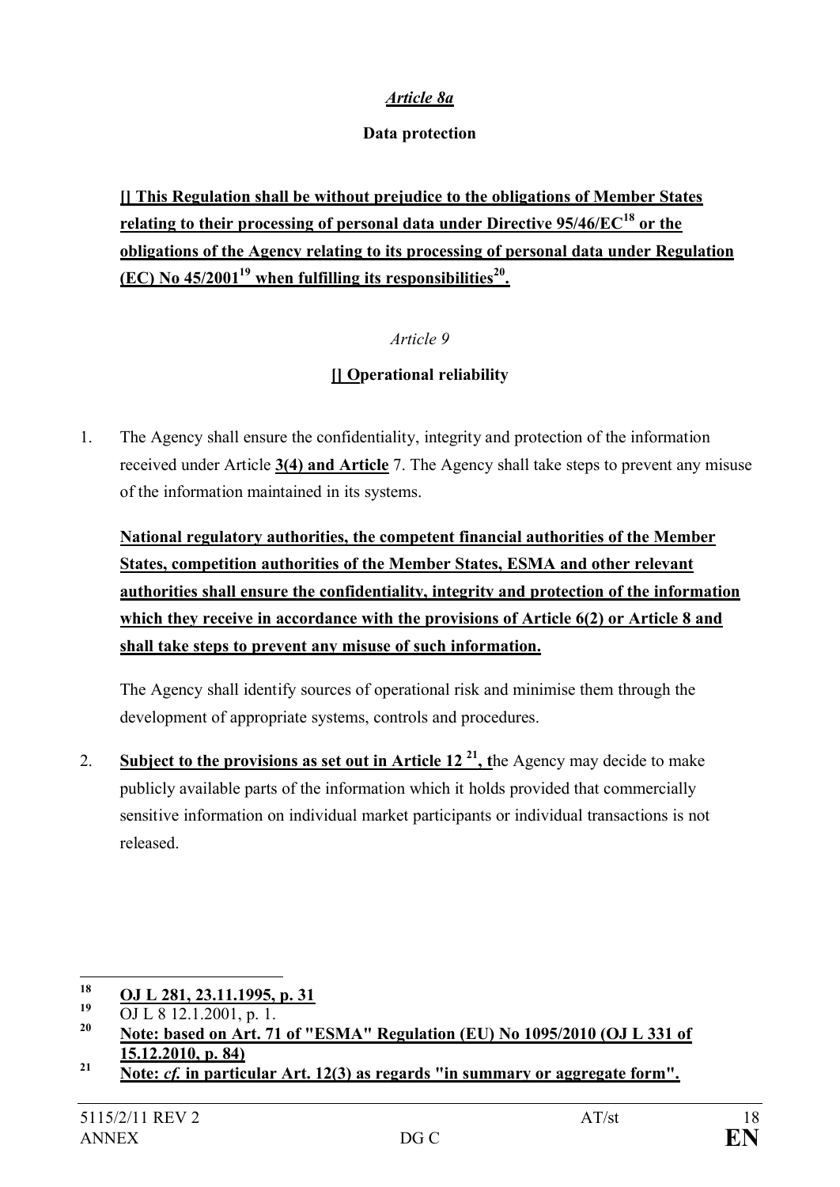*Article 8a*

**Data protection**

**[] This Regulation shall be without prejudice to the obligations of Member States relating to their processing of personal data under Directive 95/46/EC[18] or the obligations of the Agency relating to its processing of personal data under Regulation (EC) No 45/2001[19] when fulfilling its responsibilities[20].**

*Article 9*

**[] Operational reliability**

1. The Agency shall ensure the confidentiality, integrity and protection of the information received under Article **3(4) and Article** 7. The Agency shall take steps to prevent any misuse of the information maintained in its systems.

   **National regulatory authorities, the competent financial authorities of the Member States, competition authorities of the Member States, ESMA and other relevant authorities shall ensure the confidentiality, integrity and protection of the information which they receive in accordance with the provisions of Article 6(2) or Article 8 and shall take steps to prevent any misuse of such information.**

   The Agency shall identify sources of operational risk and minimise them through the development of appropriate systems, controls and procedures.

2. **Subject to the provisions as set out in Article 12 [21], t**he Agency may decide to make publicly available parts of the information which it holds provided that commercially sensitive information on individual market participants or individual transactions is not released.

---

[18] **OJ L 281, 23.11.1995, p. 31**

[19] OJ L 8 12.1.2001, p. 1.

[20] **Note: based on Art. 71 of "ESMA" Regulation (EU) No 1095/2010 (OJ L 331 of 15.12.2010, p. 84)**

[21] **Note: *cf.* in particular Art. 12(3) as regards "in summary or aggregate form".**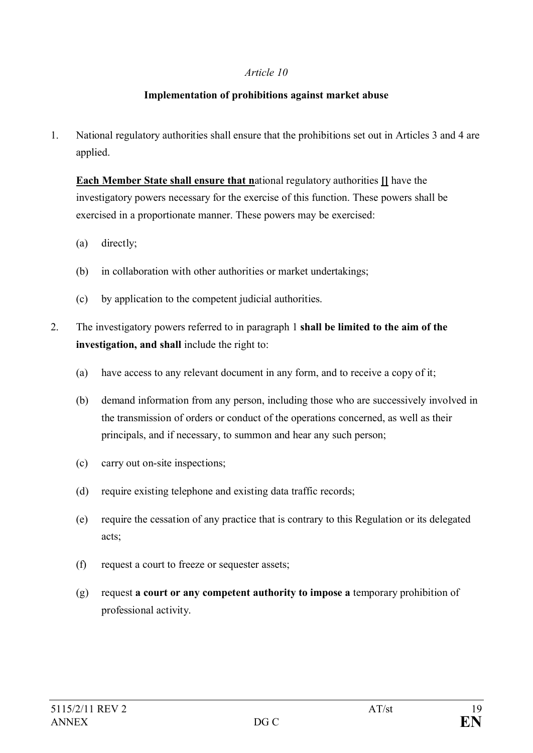*Article 10*

**Implementation of prohibitions against market abuse**

1. National regulatory authorities shall ensure that the prohibitions set out in Articles 3 and 4 are applied.

   **Each Member State shall ensure that n**ational regulatory authorities **[]** have the investigatory powers necessary for the exercise of this function. These powers shall be exercised in a proportionate manner. These powers may be exercised:

   (a) directly;

   (b) in collaboration with other authorities or market undertakings;

   (c) by application to the competent judicial authorities.

2. The investigatory powers referred to in paragraph 1 **shall be limited to the aim of the investigation, and shall** include the right to:

   (a) have access to any relevant document in any form, and to receive a copy of it;

   (b) demand information from any person, including those who are successively involved in the transmission of orders or conduct of the operations concerned, as well as their principals, and if necessary, to summon and hear any such person;

   (c) carry out on-site inspections;

   (d) require existing telephone and existing data traffic records;

   (e) require the cessation of any practice that is contrary to this Regulation or its delegated acts;

   (f) request a court to freeze or sequester assets;

   (g) request **a court or any competent authority to impose a** temporary prohibition of professional activity.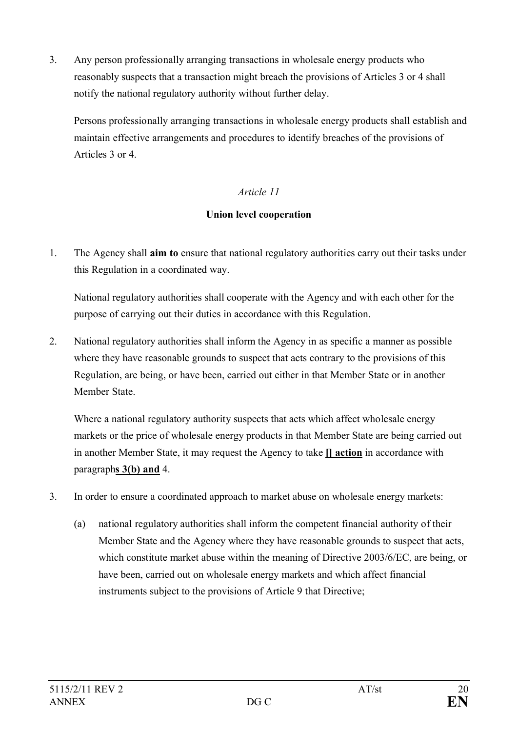3. Any person professionally arranging transactions in wholesale energy products who reasonably suspects that a transaction might breach the provisions of Articles 3 or 4 shall notify the national regulatory authority without further delay.

   Persons professionally arranging transactions in wholesale energy products shall establish and maintain effective arrangements and procedures to identify breaches of the provisions of Articles 3 or 4.

*Article 11*

**Union level cooperation**

1. The Agency shall **aim to** ensure that national regulatory authorities carry out their tasks under this Regulation in a coordinated way.

   National regulatory authorities shall cooperate with the Agency and with each other for the purpose of carrying out their duties in accordance with this Regulation.

2. National regulatory authorities shall inform the Agency in as specific a manner as possible where they have reasonable grounds to suspect that acts contrary to the provisions of this Regulation, are being, or have been, carried out either in that Member State or in another Member State.

   Where a national regulatory authority suspects that acts which affect wholesale energy markets or the price of wholesale energy products in that Member State are being carried out in another Member State, it may request the Agency to take **[] action** in accordance with paragraph**s 3(b) and** 4.

3. In order to ensure a coordinated approach to market abuse on wholesale energy markets:

   (a) national regulatory authorities shall inform the competent financial authority of their Member State and the Agency where they have reasonable grounds to suspect that acts, which constitute market abuse within the meaning of Directive 2003/6/EC, are being, or have been, carried out on wholesale energy markets and which affect financial instruments subject to the provisions of Article 9 that Directive;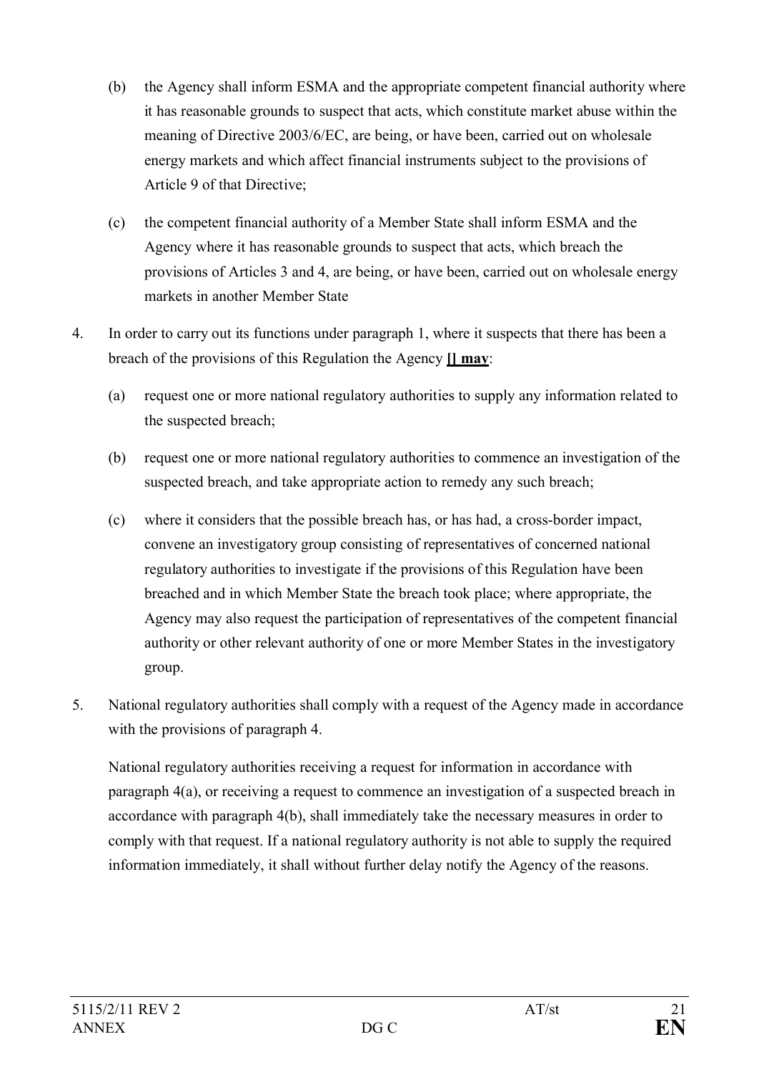(b) the Agency shall inform ESMA and the appropriate competent financial authority where it has reasonable grounds to suspect that acts, which constitute market abuse within the meaning of Directive 2003/6/EC, are being, or have been, carried out on wholesale energy markets and which affect financial instruments subject to the provisions of Article 9 of that Directive;

(c) the competent financial authority of a Member State shall inform ESMA and the Agency where it has reasonable grounds to suspect that acts, which breach the provisions of Articles 3 and 4, are being, or have been, carried out on wholesale energy markets in another Member State

4. In order to carry out its functions under paragraph 1, where it suspects that there has been a breach of the provisions of this Regulation the Agency **[] may**:

   (a) request one or more national regulatory authorities to supply any information related to the suspected breach;

   (b) request one or more national regulatory authorities to commence an investigation of the suspected breach, and take appropriate action to remedy any such breach;

   (c) where it considers that the possible breach has, or has had, a cross-border impact, convene an investigatory group consisting of representatives of concerned national regulatory authorities to investigate if the provisions of this Regulation have been breached and in which Member State the breach took place; where appropriate, the Agency may also request the participation of representatives of the competent financial authority or other relevant authority of one or more Member States in the investigatory group.

5. National regulatory authorities shall comply with a request of the Agency made in accordance with the provisions of paragraph 4.

   National regulatory authorities receiving a request for information in accordance with paragraph 4(a), or receiving a request to commence an investigation of a suspected breach in accordance with paragraph 4(b), shall immediately take the necessary measures in order to comply with that request. If a national regulatory authority is not able to supply the required information immediately, it shall without further delay notify the Agency of the reasons.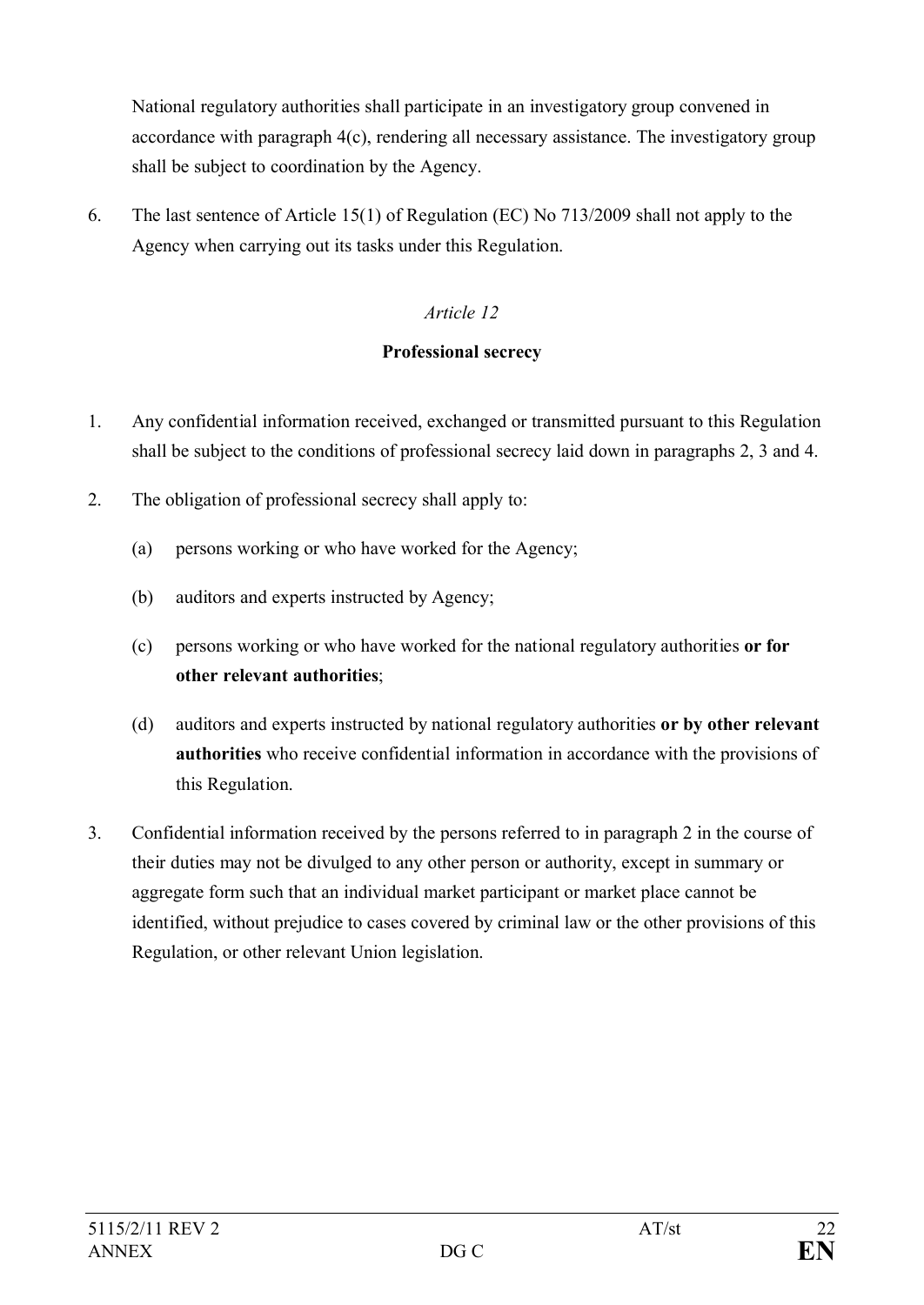National regulatory authorities shall participate in an investigatory group convened in accordance with paragraph 4(c), rendering all necessary assistance. The investigatory group shall be subject to coordination by the Agency.

6. The last sentence of Article 15(1) of Regulation (EC) No 713/2009 shall not apply to the Agency when carrying out its tasks under this Regulation.

*Article 12*

**Professional secrecy**

1. Any confidential information received, exchanged or transmitted pursuant to this Regulation shall be subject to the conditions of professional secrecy laid down in paragraphs 2, 3 and 4.

2. The obligation of professional secrecy shall apply to:

   (a) persons working or who have worked for the Agency;

   (b) auditors and experts instructed by Agency;

   (c) persons working or who have worked for the national regulatory authorities **or for other relevant authorities**;

   (d) auditors and experts instructed by national regulatory authorities **or by other relevant authorities** who receive confidential information in accordance with the provisions of this Regulation.

3. Confidential information received by the persons referred to in paragraph 2 in the course of their duties may not be divulged to any other person or authority, except in summary or aggregate form such that an individual market participant or market place cannot be identified, without prejudice to cases covered by criminal law or the other provisions of this Regulation, or other relevant Union legislation.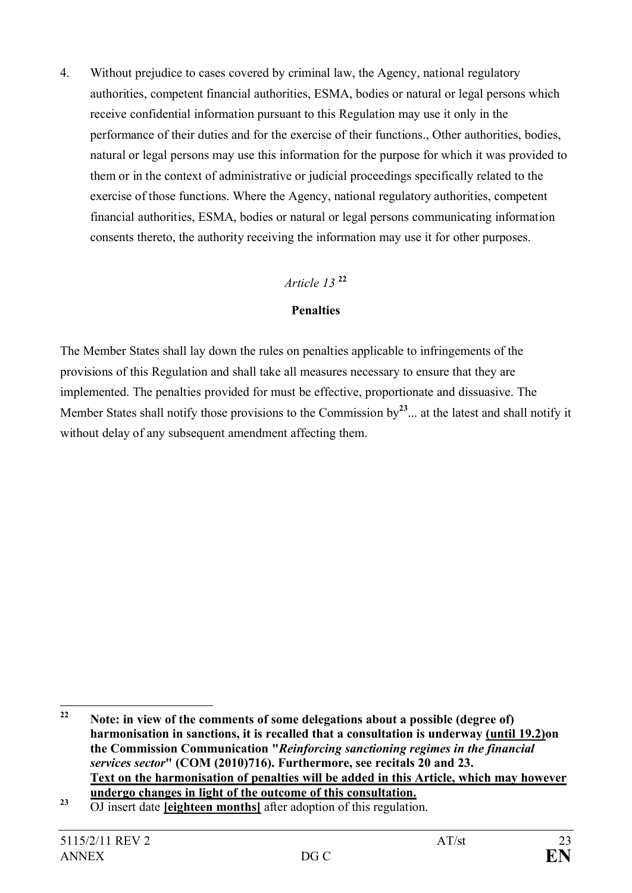4. Without prejudice to cases covered by criminal law, the Agency, national regulatory authorities, competent financial authorities, ESMA, bodies or natural or legal persons which receive confidential information pursuant to this Regulation may use it only in the performance of their duties and for the exercise of their functions., Other authorities, bodies, natural or legal persons may use this information for the purpose for which it was provided to them or in the context of administrative or judicial proceedings specifically related to the exercise of those functions. Where the Agency, national regulatory authorities, competent financial authorities, ESMA, bodies or natural or legal persons communicating information consents thereto, the authority receiving the information may use it for other purposes.

*Article 13* [22]

**Penalties**

The Member States shall lay down the rules on penalties applicable to infringements of the provisions of this Regulation and shall take all measures necessary to ensure that they are implemented. The penalties provided for must be effective, proportionate and dissuasive. The Member States shall notify those provisions to the Commission by[23]... at the latest and shall notify it without delay of any subsequent amendment affecting them.

---

[22] **Note: in view of the comments of some delegations about a possible (degree of) harmonisation in sanctions, it is recalled that a consultation is underway <u>(until 19.2)</u>on the Commission Communication "*Reinforcing sanctioning regimes in the financial services sector*" (COM (2010)716). Furthermore, see recitals 20 and 23.** **<u>Text on the harmonisation of penalties will be added in this Article, which may however undergo changes in light of the outcome of this consultation.</u>**

[23] OJ insert date **<u>[eighteen months]</u>** after adoption of this regulation.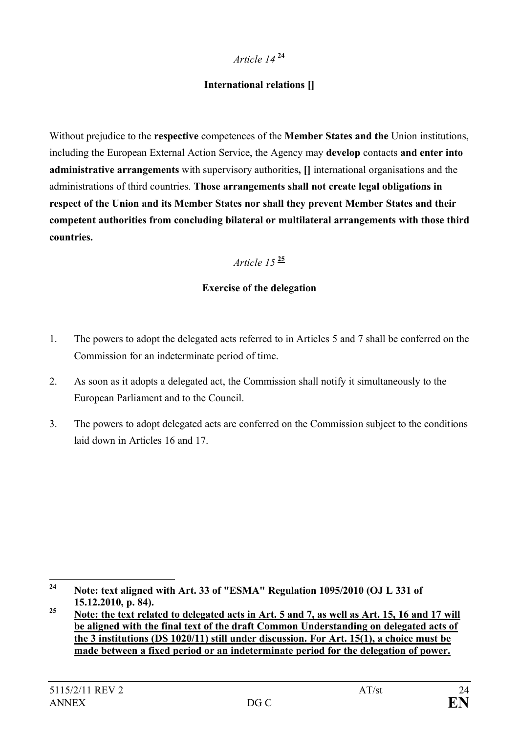*Article 14* [24]

**International relations []**

Without prejudice to the **respective** competences of the **Member States and the** Union institutions, including the European External Action Service, the Agency may **develop** contacts **and enter into administrative arrangements** with supervisory authorities**, []** international organisations and the administrations of third countries. **Those arrangements shall not create legal obligations in respect of the Union and its Member States nor shall they prevent Member States and their competent authorities from concluding bilateral or multilateral arrangements with those third countries.**

*Article 15* [25]

**Exercise of the delegation**

1. The powers to adopt the delegated acts referred to in Articles 5 and 7 shall be conferred on the Commission for an indeterminate period of time.
2. As soon as it adopts a delegated act, the Commission shall notify it simultaneously to the European Parliament and to the Council.
3. The powers to adopt delegated acts are conferred on the Commission subject to the conditions laid down in Articles 16 and 17.

---

[24] **Note: text aligned with Art. 33 of "ESMA" Regulation 1095/2010 (OJ L 331 of 15.12.2010, p. 84).**

[25] **<u>Note: the text related to delegated acts in Art. 5 and 7, as well as Art. 15, 16 and 17 will be aligned with the final text of the draft Common Understanding on delegated acts of the 3 institutions (DS 1020/11) still under discussion. For Art. 15(1), a choice must be made between a fixed period or an indeterminate period for the delegation of power.</u>**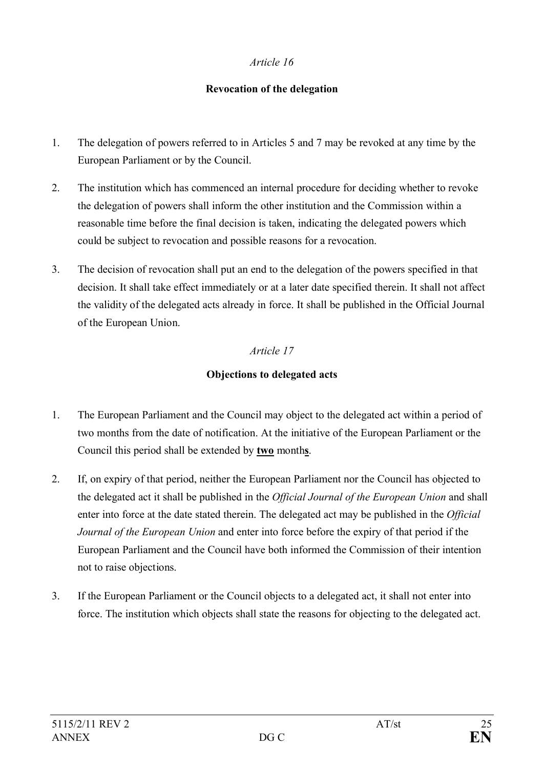*Article 16*

**Revocation of the delegation**

1. The delegation of powers referred to in Articles 5 and 7 may be revoked at any time by the European Parliament or by the Council.

2. The institution which has commenced an internal procedure for deciding whether to revoke the delegation of powers shall inform the other institution and the Commission within a reasonable time before the final decision is taken, indicating the delegated powers which could be subject to revocation and possible reasons for a revocation.

3. The decision of revocation shall put an end to the delegation of the powers specified in that decision. It shall take effect immediately or at a later date specified therein. It shall not affect the validity of the delegated acts already in force. It shall be published in the Official Journal of the European Union.

*Article 17*

**Objections to delegated acts**

1. The European Parliament and the Council may object to the delegated act within a period of two months from the date of notification. At the initiative of the European Parliament or the Council this period shall be extended by **<u>two</u>** month**<u>s</u>**.

2. If, on expiry of that period, neither the European Parliament nor the Council has objected to the delegated act it shall be published in the *Official Journal of the European Union* and shall enter into force at the date stated therein. The delegated act may be published in the *Official Journal of the European Union* and enter into force before the expiry of that period if the European Parliament and the Council have both informed the Commission of their intention not to raise objections.

3. If the European Parliament or the Council objects to a delegated act, it shall not enter into force. The institution which objects shall state the reasons for objecting to the delegated act.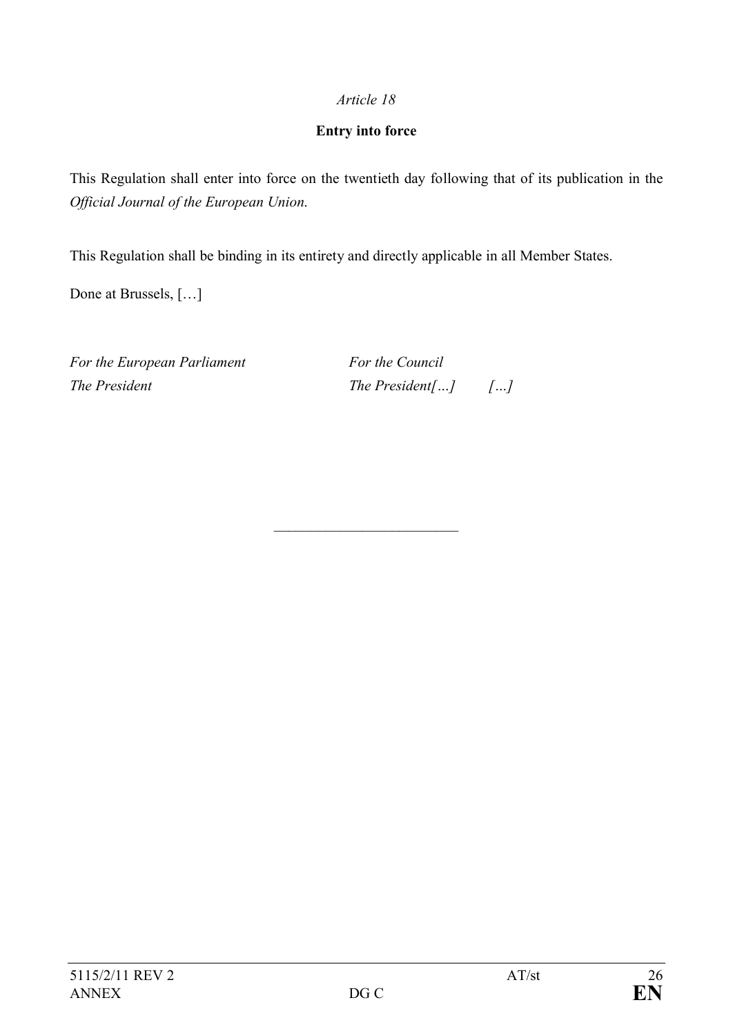*Article 18*

**Entry into force**

This Regulation shall enter into force on the twentieth day following that of its publication in the *Official Journal of the European Union.*

This Regulation shall be binding in its entirety and directly applicable in all Member States.

Done at Brussels, […]

| | |
|---|---|
| *For the European Parliament* | *For the Council* |
| *The President* | *The President[…]        […]* |

\_\_\_\_\_\_\_\_\_\_\_\_\_\_\_\_\_\_\_\_\_\_\_\_